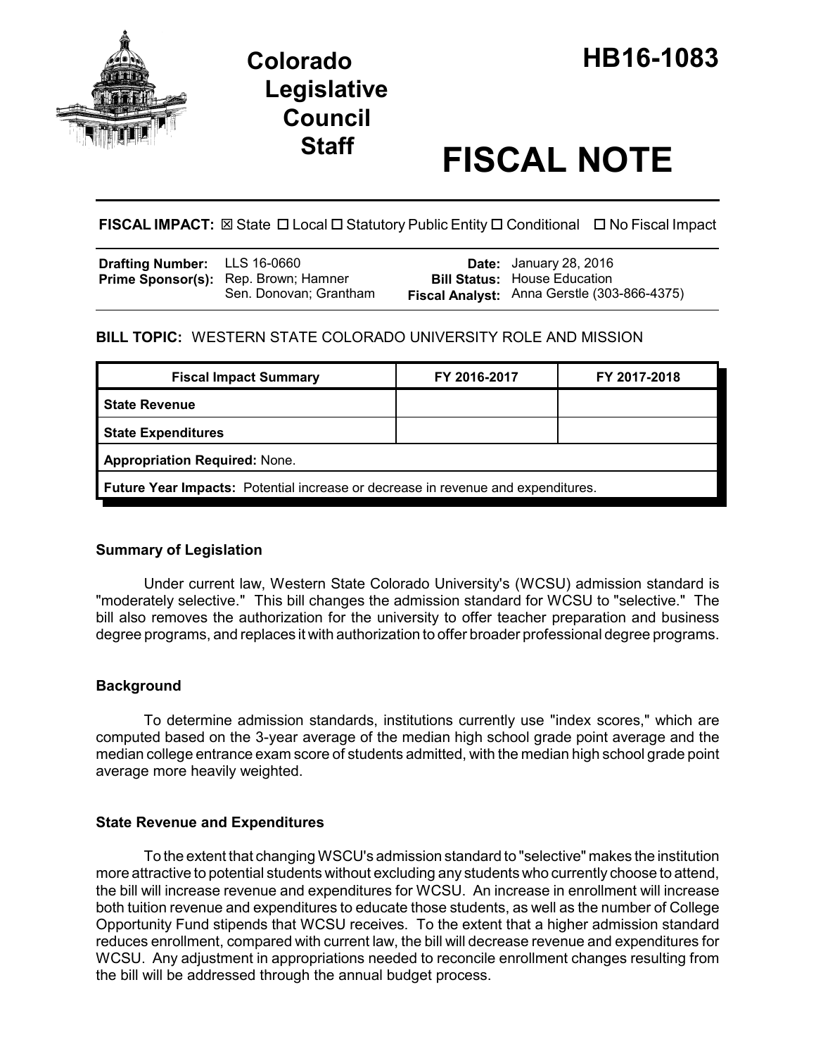# Colorado Legislative Council Staff

# HB16-1083

# FISCAL NOTE

**FISCAL IMPACT:** ☒ State ☐ Local ☐ Statutory Public Entity ☐ Conditional ☐ No Fiscal Impact

| | | | |
|---|---|---|---|
| **Drafting Number:** | LLS 16-0660 | **Date:** | January 28, 2016 |
| **Prime Sponsor(s):** | Rep. Brown; Hamner<br>Sen. Donovan; Grantham | **Bill Status:** | House Education |
| | | **Fiscal Analyst:** | Anna Gerstle (303-866-4375) |

**BILL TOPIC:** WESTERN STATE COLORADO UNIVERSITY ROLE AND MISSION

| Fiscal Impact Summary | FY 2016-2017 | FY 2017-2018 |
|---|---|---|
| **State Revenue** | | |
| **State Expenditures** | | |
| **Appropriation Required:** None. | | |
| **Future Year Impacts:** Potential increase or decrease in revenue and expenditures. | | |

### Summary of Legislation

Under current law, Western State Colorado University's (WCSU) admission standard is "moderately selective." This bill changes the admission standard for WCSU to "selective." The bill also removes the authorization for the university to offer teacher preparation and business degree programs, and replaces it with authorization to offer broader professional degree programs.

### Background

To determine admission standards, institutions currently use "index scores," which are computed based on the 3-year average of the median high school grade point average and the median college entrance exam score of students admitted, with the median high school grade point average more heavily weighted.

### State Revenue and Expenditures

To the extent that changing WSCU's admission standard to "selective" makes the institution more attractive to potential students without excluding any students who currently choose to attend, the bill will increase revenue and expenditures for WCSU. An increase in enrollment will increase both tuition revenue and expenditures to educate those students, as well as the number of College Opportunity Fund stipends that WCSU receives. To the extent that a higher admission standard reduces enrollment, compared with current law, the bill will decrease revenue and expenditures for WCSU. Any adjustment in appropriations needed to reconcile enrollment changes resulting from the bill will be addressed through the annual budget process.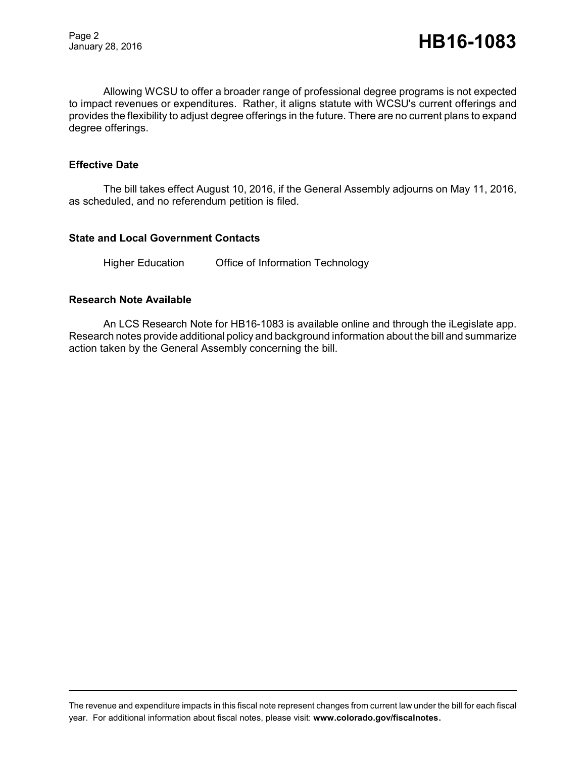Allowing WCSU to offer a broader range of professional degree programs is not expected to impact revenues or expenditures. Rather, it aligns statute with WCSU's current offerings and provides the flexibility to adjust degree offerings in the future. There are no current plans to expand degree offerings.

### Effective Date

The bill takes effect August 10, 2016, if the General Assembly adjourns on May 11, 2016, as scheduled, and no referendum petition is filed.

### State and Local Government Contacts

Higher Education    Office of Information Technology

### Research Note Available

An LCS Research Note for HB16-1083 is available online and through the iLegislate app. Research notes provide additional policy and background information about the bill and summarize action taken by the General Assembly concerning the bill.

The revenue and expenditure impacts in this fiscal note represent changes from current law under the bill for each fiscal year. For additional information about fiscal notes, please visit: **www.colorado.gov/fiscalnotes.**